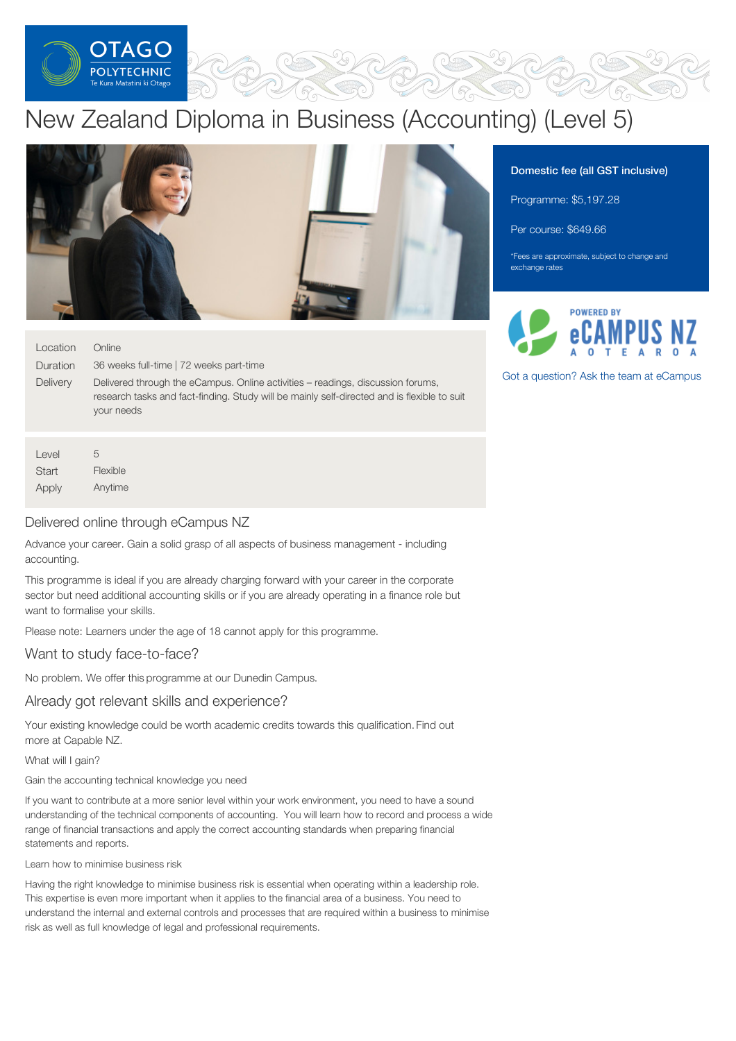# New Zealand Diploma in Business (Accounting) (Level 5)

**Domestic fee (all GST inclusive)**

Programme: $5,197.28

Per course: $649.66

*Fees are approximate, subject to change and exchange rates

Got a question? Ask the team at eCampus

| | |
|---|---|
| Location | Online |
| Duration | 36 weeks full-time \| 72 weeks part-time |
| Delivery | Delivered through the eCampus. Online activities – readings, discussion forums, research tasks and fact-finding. Study will be mainly self-directed and is flexible to suit your needs |

| | |
|---|---|
| Level | 5 |
| Start | Flexible |
| Apply | Anytime |

## Delivered online through eCampus NZ

Advance your career. Gain a solid grasp of all aspects of business management - including accounting.

This programme is ideal if you are already charging forward with your career in the corporate sector but need additional accounting skills or if you are already operating in a finance role but want to formalise your skills.

Please note: Learners under the age of 18 cannot apply for this programme.

## Want to study face-to-face?

No problem. We offer this programme at our Dunedin Campus.

## Already got relevant skills and experience?

Your existing knowledge could be worth academic credits towards this qualification. Find out more at Capable NZ.

What will I gain?

Gain the accounting technical knowledge you need

If you want to contribute at a more senior level within your work environment, you need to have a sound understanding of the technical components of accounting. You will learn how to record and process a wide range of financial transactions and apply the correct accounting standards when preparing financial statements and reports.

Learn how to minimise business risk

Having the right knowledge to minimise business risk is essential when operating within a leadership role. This expertise is even more important when it applies to the financial area of a business. You need to understand the internal and external controls and processes that are required within a business to minimise risk as well as full knowledge of legal and professional requirements.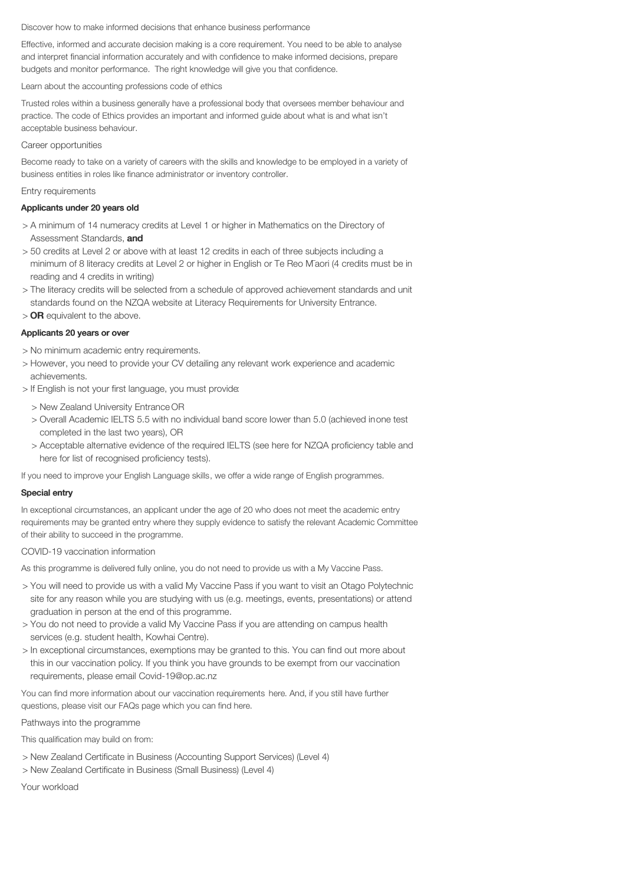## Discover how to make informed decisions that enhance business performance

Effective, informed and accurate decision making is a core requirement. You need to be able to analyse and interpret financial information accurately and with confidence to make informed decisions, prepare budgets and monitor performance. The right knowledge will give you that confidence.

## Learn about the accounting professions code of ethics

Trusted roles within a business generally have a professional body that oversees member behaviour and practice. The code of Ethics provides an important and informed guide about what is and what isn't acceptable business behaviour.

## Career opportunities

Become ready to take on a variety of careers with the skills and knowledge to be employed in a variety of business entities in roles like finance administrator or inventory controller.

## Entry requirements

**Applicants under 20 years old**

- A minimum of 14 numeracy credits at Level 1 or higher in Mathematics on the Directory of Assessment Standards, **and**
- 50 credits at Level 2 or above with at least 12 credits in each of three subjects including a minimum of 8 literacy credits at Level 2 or higher in English or Te Reo M̄aori (4 credits must be in reading and 4 credits in writing)
- The literacy credits will be selected from a schedule of approved achievement standards and unit standards found on the NZQA website at Literacy Requirements for University Entrance.
- **OR** equivalent to the above.

**Applicants 20 years or over**

- No minimum academic entry requirements.
- However, you need to provide your CV detailing any relevant work experience and academic achievements.
- If English is not your first language, you must provide:
  - New Zealand University Entrance OR
  - Overall Academic IELTS 5.5 with no individual band score lower than 5.0 (achieved in one test completed in the last two years), OR
  - Acceptable alternative evidence of the required IELTS (see here for NZQA proficiency table and here for list of recognised proficiency tests).

If you need to improve your English Language skills, we offer a wide range of English programmes.

**Special entry**

In exceptional circumstances, an applicant under the age of 20 who does not meet the academic entry requirements may be granted entry where they supply evidence to satisfy the relevant Academic Committee of their ability to succeed in the programme.

## COVID-19 vaccination information

As this programme is delivered fully online, you do not need to provide us with a My Vaccine Pass.

- You will need to provide us with a valid My Vaccine Pass if you want to visit an Otago Polytechnic site for any reason while you are studying with us (e.g. meetings, events, presentations) or attend graduation in person at the end of this programme.
- You do not need to provide a valid My Vaccine Pass if you are attending on campus health services (e.g. student health, Kowhai Centre).
- In exceptional circumstances, exemptions may be granted to this. You can find out more about this in our vaccination policy. If you think you have grounds to be exempt from our vaccination requirements, please email Covid-19@op.ac.nz

You can find more information about our vaccination requirements here. And, if you still have further questions, please visit our FAQs page which you can find here.

## Pathways into the programme

This qualification may build on from:

- New Zealand Certificate in Business (Accounting Support Services) (Level 4)
- New Zealand Certificate in Business (Small Business) (Level 4)

## Your workload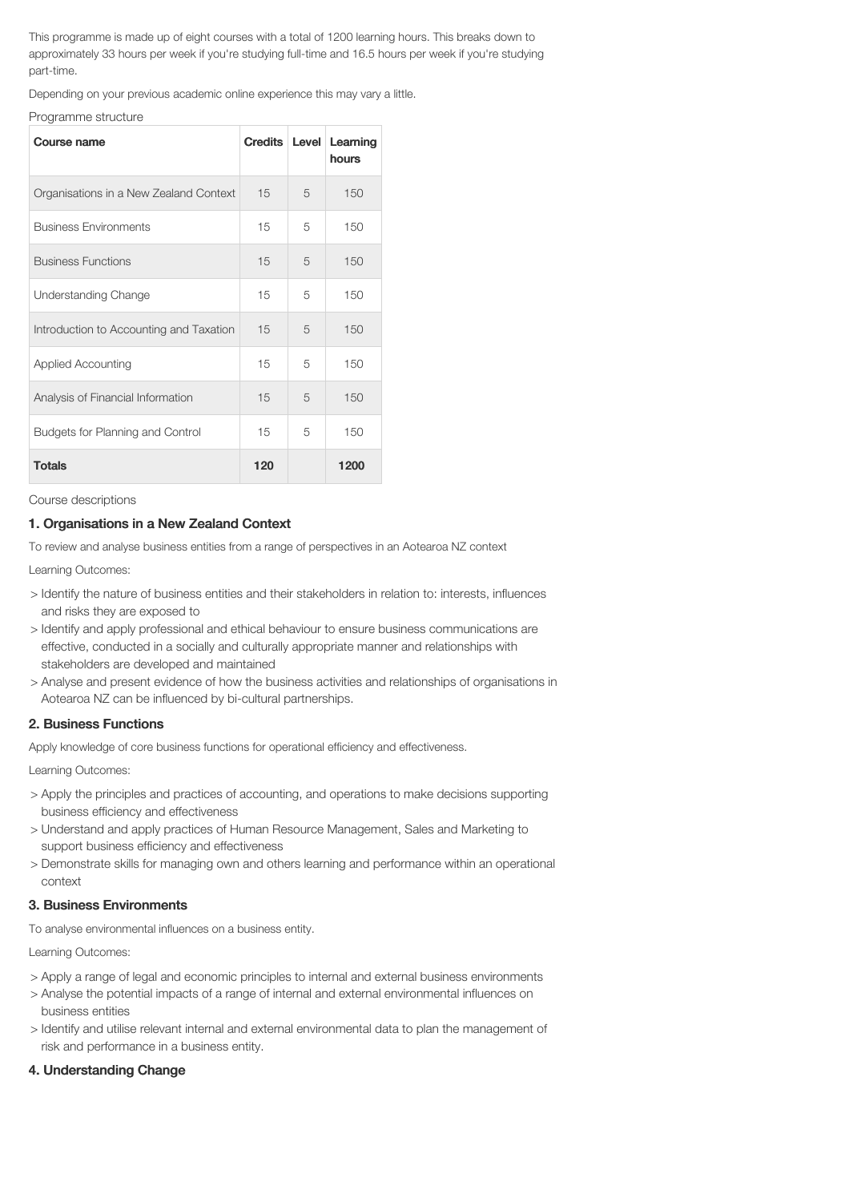This programme is made up of eight courses with a total of 1200 learning hours. This breaks down to approximately 33 hours per week if you're studying full-time and 16.5 hours per week if you're studying part-time.

Depending on your previous academic online experience this may vary a little.

Programme structure

| Course name | Credits | Level | Learning hours |
|---|---|---|---|
| Organisations in a New Zealand Context | 15 | 5 | 150 |
| Business Environments | 15 | 5 | 150 |
| Business Functions | 15 | 5 | 150 |
| Understanding Change | 15 | 5 | 150 |
| Introduction to Accounting and Taxation | 15 | 5 | 150 |
| Applied Accounting | 15 | 5 | 150 |
| Analysis of Financial Information | 15 | 5 | 150 |
| Budgets for Planning and Control | 15 | 5 | 150 |
| **Totals** | **120** | | **1200** |

Course descriptions

### 1. Organisations in a New Zealand Context

To review and analyse business entities from a range of perspectives in an Aotearoa NZ context

Learning Outcomes:

- > Identify the nature of business entities and their stakeholders in relation to: interests, influences and risks they are exposed to
- > Identify and apply professional and ethical behaviour to ensure business communications are effective, conducted in a socially and culturally appropriate manner and relationships with stakeholders are developed and maintained
- > Analyse and present evidence of how the business activities and relationships of organisations in Aotearoa NZ can be influenced by bi-cultural partnerships.

### 2. Business Functions

Apply knowledge of core business functions for operational efficiency and effectiveness.

Learning Outcomes:

- > Apply the principles and practices of accounting, and operations to make decisions supporting business efficiency and effectiveness
- > Understand and apply practices of Human Resource Management, Sales and Marketing to support business efficiency and effectiveness
- > Demonstrate skills for managing own and others learning and performance within an operational context

### 3. Business Environments

To analyse environmental influences on a business entity.

Learning Outcomes:

- > Apply a range of legal and economic principles to internal and external business environments
- > Analyse the potential impacts of a range of internal and external environmental influences on business entities
- > Identify and utilise relevant internal and external environmental data to plan the management of risk and performance in a business entity.

### 4. Understanding Change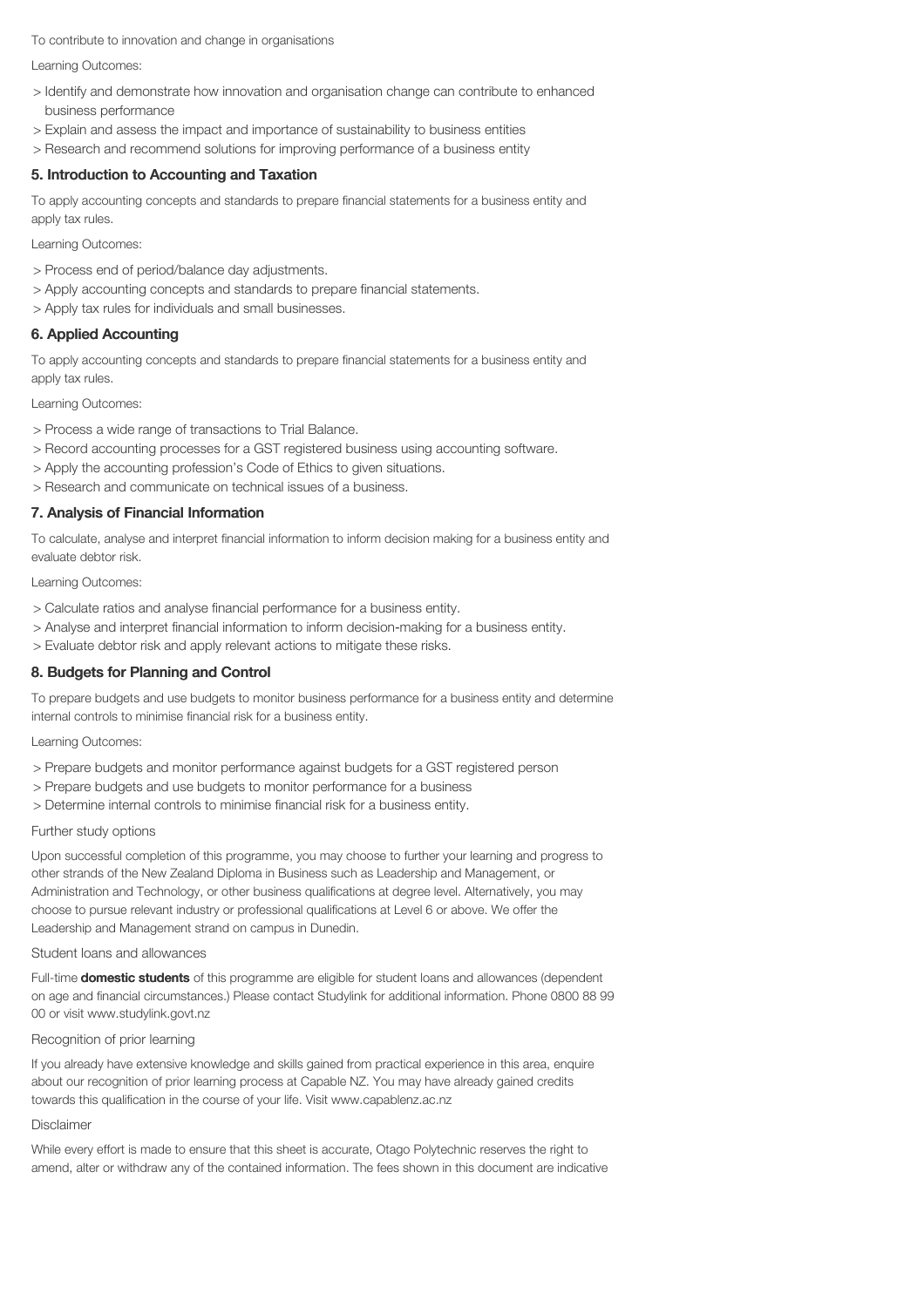To contribute to innovation and change in organisations

Learning Outcomes:

> Identify and demonstrate how innovation and organisation change can contribute to enhanced business performance
> Explain and assess the impact and importance of sustainability to business entities
> Research and recommend solutions for improving performance of a business entity

### 5. Introduction to Accounting and Taxation

To apply accounting concepts and standards to prepare financial statements for a business entity and apply tax rules.

Learning Outcomes:

> Process end of period/balance day adjustments.
> Apply accounting concepts and standards to prepare financial statements.
> Apply tax rules for individuals and small businesses.

### 6. Applied Accounting

To apply accounting concepts and standards to prepare financial statements for a business entity and apply tax rules.

Learning Outcomes:

> Process a wide range of transactions to Trial Balance.
> Record accounting processes for a GST registered business using accounting software.
> Apply the accounting profession's Code of Ethics to given situations.
> Research and communicate on technical issues of a business.

### 7. Analysis of Financial Information

To calculate, analyse and interpret financial information to inform decision making for a business entity and evaluate debtor risk.

Learning Outcomes:

> Calculate ratios and analyse financial performance for a business entity.
> Analyse and interpret financial information to inform decision-making for a business entity.
> Evaluate debtor risk and apply relevant actions to mitigate these risks.

### 8. Budgets for Planning and Control

To prepare budgets and use budgets to monitor business performance for a business entity and determine internal controls to minimise financial risk for a business entity.

Learning Outcomes:

> Prepare budgets and monitor performance against budgets for a GST registered person
> Prepare budgets and use budgets to monitor performance for a business
> Determine internal controls to minimise financial risk for a business entity.

Further study options

Upon successful completion of this programme, you may choose to further your learning and progress to other strands of the New Zealand Diploma in Business such as Leadership and Management, or Administration and Technology, or other business qualifications at degree level. Alternatively, you may choose to pursue relevant industry or professional qualifications at Level 6 or above. We offer the Leadership and Management strand on campus in Dunedin.

Student loans and allowances

Full-time **domestic students** of this programme are eligible for student loans and allowances (dependent on age and financial circumstances.) Please contact Studylink for additional information. Phone 0800 88 99 00 or visit www.studylink.govt.nz

Recognition of prior learning

If you already have extensive knowledge and skills gained from practical experience in this area, enquire about our recognition of prior learning process at Capable NZ. You may have already gained credits towards this qualification in the course of your life. Visit www.capablenz.ac.nz

Disclaimer

While every effort is made to ensure that this sheet is accurate, Otago Polytechnic reserves the right to amend, alter or withdraw any of the contained information. The fees shown in this document are indicative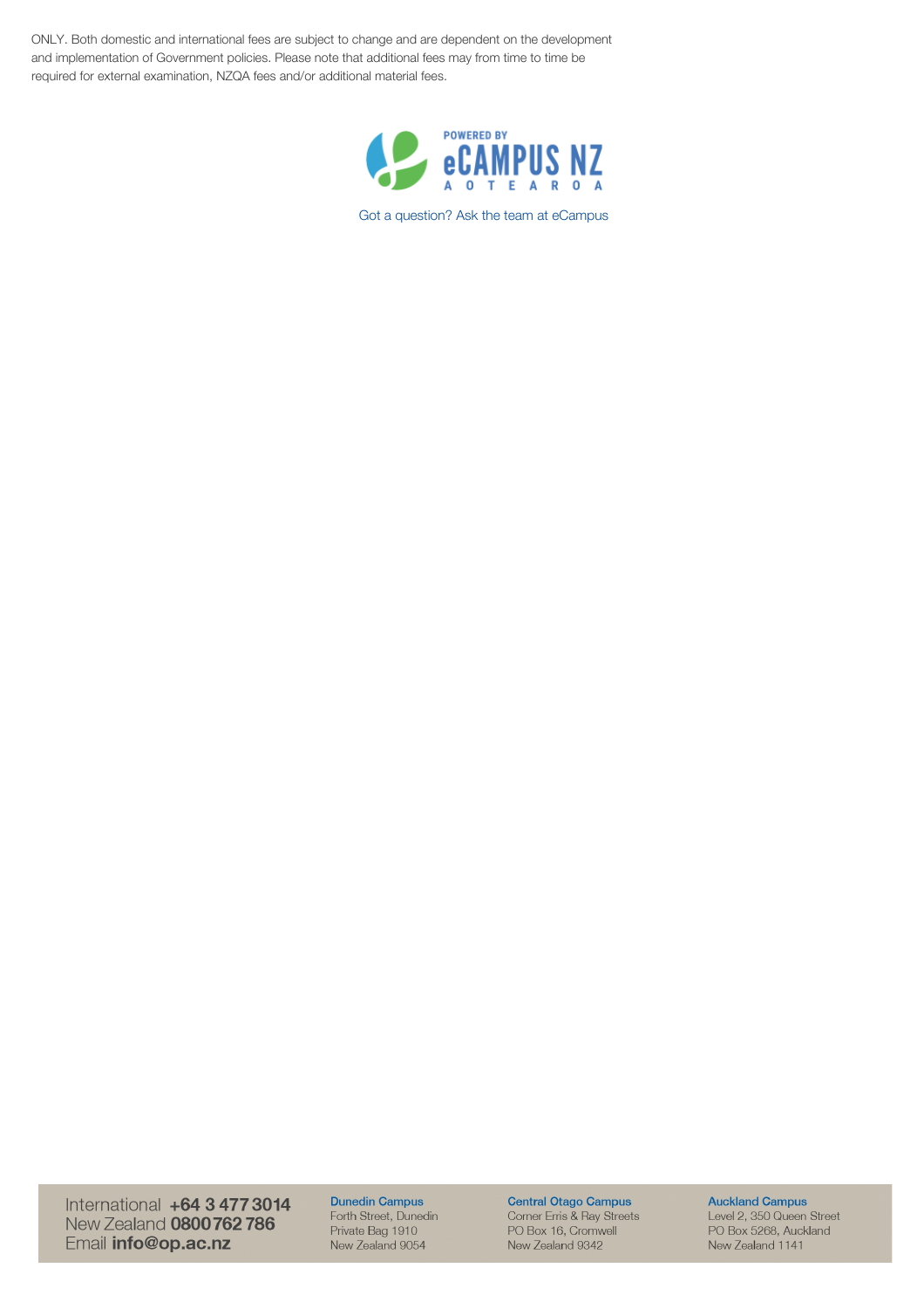ONLY. Both domestic and international fees are subject to change and are dependent on the development and implementation of Government policies. Please note that additional fees may from time to time be required for external examination, NZQA fees and/or additional material fees.

POWERED BY eCAMPUS NZ AOTEAROA

Got a question? Ask the team at eCampus

International **+64 3 477 3014**
New Zealand **0800 762 786**
Email **info@op.ac.nz**

**Dunedin Campus**
Forth Street, Dunedin
Private Bag 1910
New Zealand 9054

**Central Otago Campus**
Corner Erris & Ray Streets
PO Box 16, Cromwell
New Zealand 9342

**Auckland Campus**
Level 2, 350 Queen Street
PO Box 5268, Auckland
New Zealand 1141